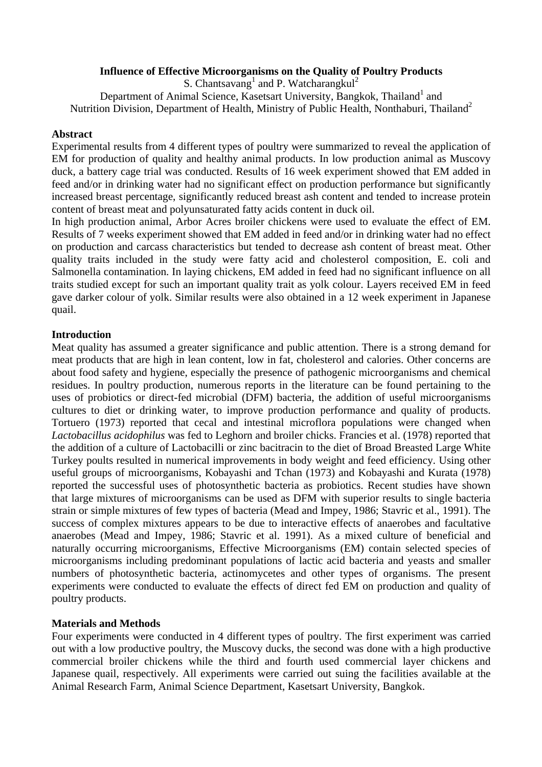# Influence of Effective Microorganisms on the Quality of Poultry Products

S. Chantsavang[1] and P. Watcharangkul[2]

Department of Animal Science, Kasetsart University, Bangkok, Thailand[1] and
Nutrition Division, Department of Health, Ministry of Public Health, Nonthaburi, Thailand[2]

## Abstract

Experimental results from 4 different types of poultry were summarized to reveal the application of EM for production of quality and healthy animal products. In low production animal as Muscovy duck, a battery cage trial was conducted. Results of 16 week experiment showed that EM added in feed and/or in drinking water had no significant effect on production performance but significantly increased breast percentage, significantly reduced breast ash content and tended to increase protein content of breast meat and polyunsaturated fatty acids content in duck oil.

In high production animal, Arbor Acres broiler chickens were used to evaluate the effect of EM. Results of 7 weeks experiment showed that EM added in feed and/or in drinking water had no effect on production and carcass characteristics but tended to decrease ash content of breast meat. Other quality traits included in the study were fatty acid and cholesterol composition, E. coli and Salmonella contamination. In laying chickens, EM added in feed had no significant influence on all traits studied except for such an important quality trait as yolk colour. Layers received EM in feed gave darker colour of yolk. Similar results were also obtained in a 12 week experiment in Japanese quail.

## Introduction

Meat quality has assumed a greater significance and public attention. There is a strong demand for meat products that are high in lean content, low in fat, cholesterol and calories. Other concerns are about food safety and hygiene, especially the presence of pathogenic microorganisms and chemical residues. In poultry production, numerous reports in the literature can be found pertaining to the uses of probiotics or direct-fed microbial (DFM) bacteria, the addition of useful microorganisms cultures to diet or drinking water, to improve production performance and quality of products. Tortuero (1973) reported that cecal and intestinal microflora populations were changed when *Lactobacillus acidophilus* was fed to Leghorn and broiler chicks. Francies et al. (1978) reported that the addition of a culture of Lactobacilli or zinc bacitracin to the diet of Broad Breasted Large White Turkey poults resulted in numerical improvements in body weight and feed efficiency. Using other useful groups of microorganisms, Kobayashi and Tchan (1973) and Kobayashi and Kurata (1978) reported the successful uses of photosynthetic bacteria as probiotics. Recent studies have shown that large mixtures of microorganisms can be used as DFM with superior results to single bacteria strain or simple mixtures of few types of bacteria (Mead and Impey, 1986; Stavric et al., 1991). The success of complex mixtures appears to be due to interactive effects of anaerobes and facultative anaerobes (Mead and Impey, 1986; Stavric et al. 1991). As a mixed culture of beneficial and naturally occurring microorganisms, Effective Microorganisms (EM) contain selected species of microorganisms including predominant populations of lactic acid bacteria and yeasts and smaller numbers of photosynthetic bacteria, actinomycetes and other types of organisms. The present experiments were conducted to evaluate the effects of direct fed EM on production and quality of poultry products.

## Materials and Methods

Four experiments were conducted in 4 different types of poultry. The first experiment was carried out with a low productive poultry, the Muscovy ducks, the second was done with a high productive commercial broiler chickens while the third and fourth used commercial layer chickens and Japanese quail, respectively. All experiments were carried out suing the facilities available at the Animal Research Farm, Animal Science Department, Kasetsart University, Bangkok.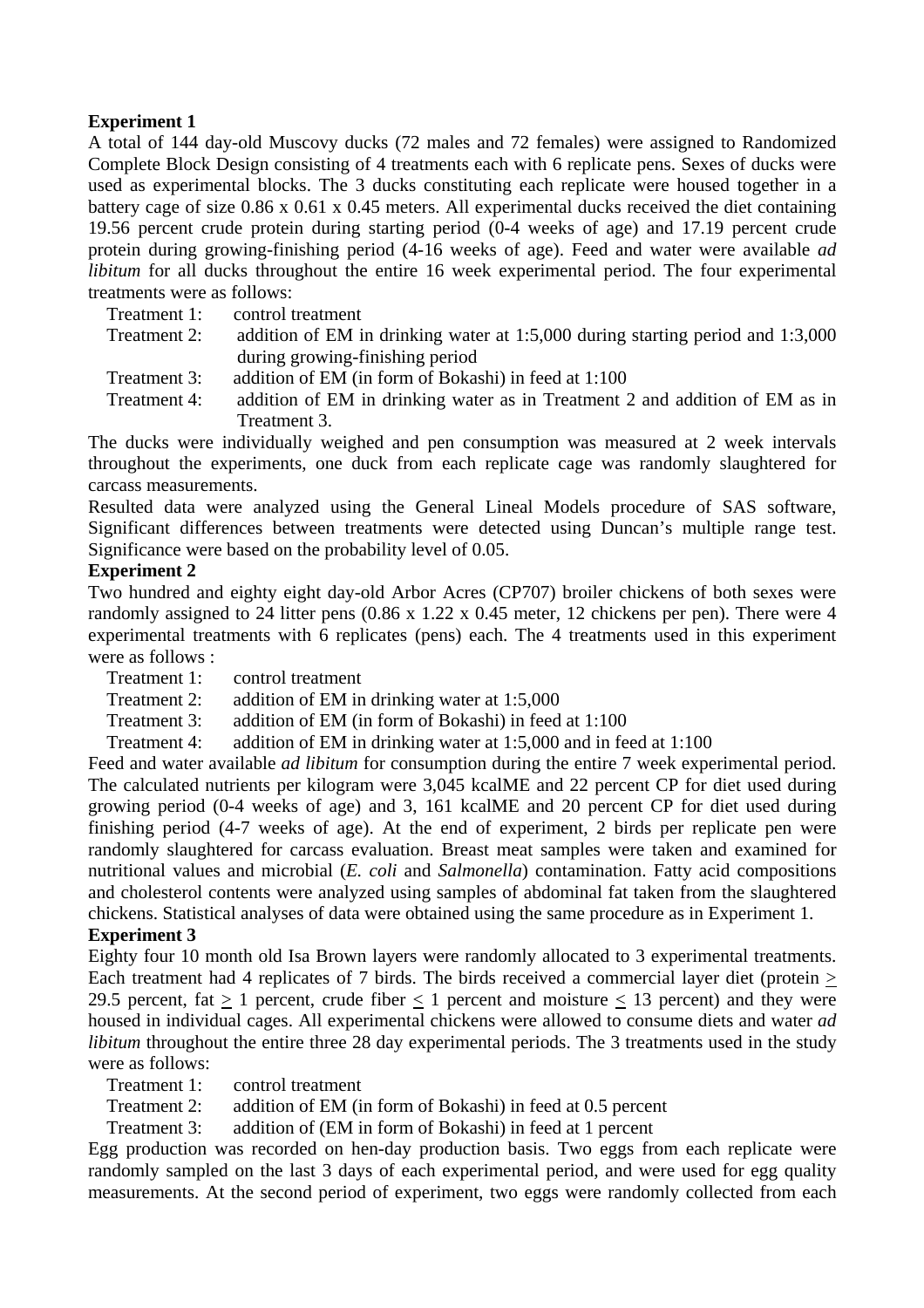**Experiment 1**

A total of 144 day-old Muscovy ducks (72 males and 72 females) were assigned to Randomized Complete Block Design consisting of 4 treatments each with 6 replicate pens. Sexes of ducks were used as experimental blocks. The 3 ducks constituting each replicate were housed together in a battery cage of size 0.86 x 0.61 x 0.45 meters. All experimental ducks received the diet containing 19.56 percent crude protein during starting period (0-4 weeks of age) and 17.19 percent crude protein during growing-finishing period (4-16 weeks of age). Feed and water were available *ad libitum* for all ducks throughout the entire 16 week experimental period. The four experimental treatments were as follows:

Treatment 1: control treatment

Treatment 2: addition of EM in drinking water at 1:5,000 during starting period and 1:3,000 during growing-finishing period

Treatment 3: addition of EM (in form of Bokashi) in feed at 1:100

Treatment 4: addition of EM in drinking water as in Treatment 2 and addition of EM as in Treatment 3.

The ducks were individually weighed and pen consumption was measured at 2 week intervals throughout the experiments, one duck from each replicate cage was randomly slaughtered for carcass measurements.

Resulted data were analyzed using the General Lineal Models procedure of SAS software, Significant differences between treatments were detected using Duncan's multiple range test. Significance were based on the probability level of 0.05.

**Experiment 2**

Two hundred and eighty eight day-old Arbor Acres (CP707) broiler chickens of both sexes were randomly assigned to 24 litter pens (0.86 x 1.22 x 0.45 meter, 12 chickens per pen). There were 4 experimental treatments with 6 replicates (pens) each. The 4 treatments used in this experiment were as follows :

Treatment 1: control treatment

Treatment 2: addition of EM in drinking water at 1:5,000

Treatment 3: addition of EM (in form of Bokashi) in feed at 1:100

Treatment 4: addition of EM in drinking water at 1:5,000 and in feed at 1:100

Feed and water available *ad libitum* for consumption during the entire 7 week experimental period. The calculated nutrients per kilogram were 3,045 kcalME and 22 percent CP for diet used during growing period (0-4 weeks of age) and 3, 161 kcalME and 20 percent CP for diet used during finishing period (4-7 weeks of age). At the end of experiment, 2 birds per replicate pen were randomly slaughtered for carcass evaluation. Breast meat samples were taken and examined for nutritional values and microbial (*E. coli* and *Salmonella*) contamination. Fatty acid compositions and cholesterol contents were analyzed using samples of abdominal fat taken from the slaughtered chickens. Statistical analyses of data were obtained using the same procedure as in Experiment 1.

**Experiment 3**

Eighty four 10 month old Isa Brown layers were randomly allocated to 3 experimental treatments. Each treatment had 4 replicates of 7 birds. The birds received a commercial layer diet (protein $\geq$ 29.5 percent, fat $\geq$ 1 percent, crude fiber $\leq$ 1 percent and moisture $\leq$ 13 percent) and they were housed in individual cages. All experimental chickens were allowed to consume diets and water *ad libitum* throughout the entire three 28 day experimental periods. The 3 treatments used in the study were as follows:

Treatment 1: control treatment

Treatment 2: addition of EM (in form of Bokashi) in feed at 0.5 percent

Treatment 3: addition of (EM in form of Bokashi) in feed at 1 percent

Egg production was recorded on hen-day production basis. Two eggs from each replicate were randomly sampled on the last 3 days of each experimental period, and were used for egg quality measurements. At the second period of experiment, two eggs were randomly collected from each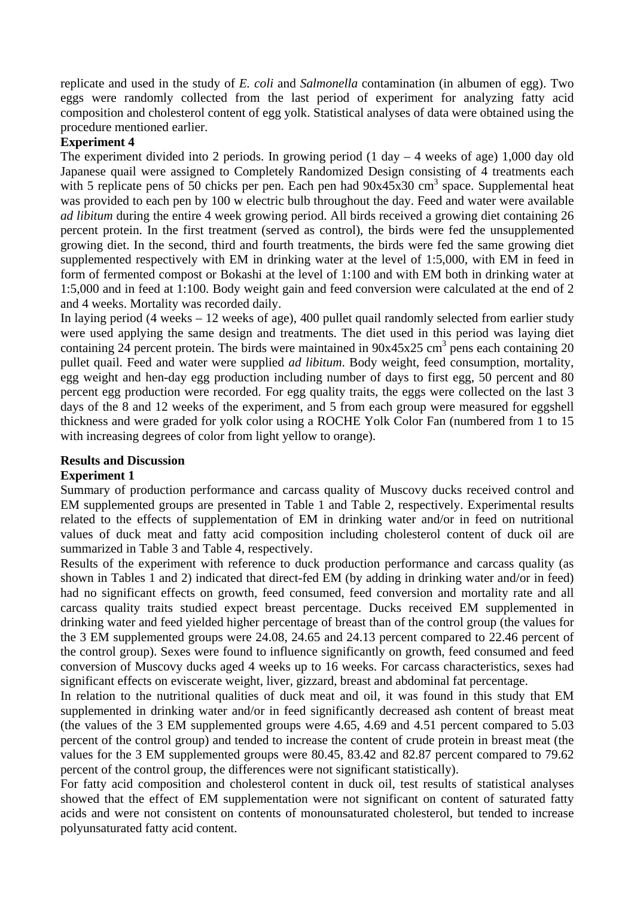replicate and used in the study of *E. coli* and *Salmonella* contamination (in albumen of egg). Two eggs were randomly collected from the last period of experiment for analyzing fatty acid composition and cholesterol content of egg yolk. Statistical analyses of data were obtained using the procedure mentioned earlier.

**Experiment 4**

The experiment divided into 2 periods. In growing period (1 day – 4 weeks of age) 1,000 day old Japanese quail were assigned to Completely Randomized Design consisting of 4 treatments each with 5 replicate pens of 50 chicks per pen. Each pen had 90x45x30 $cm^3$ space. Supplemental heat was provided to each pen by 100 w electric bulb throughout the day. Feed and water were available *ad libitum* during the entire 4 week growing period. All birds received a growing diet containing 26 percent protein. In the first treatment (served as control), the birds were fed the unsupplemented growing diet. In the second, third and fourth treatments, the birds were fed the same growing diet supplemented respectively with EM in drinking water at the level of 1:5,000, with EM in feed in form of fermented compost or Bokashi at the level of 1:100 and with EM both in drinking water at 1:5,000 and in feed at 1:100. Body weight gain and feed conversion were calculated at the end of 2 and 4 weeks. Mortality was recorded daily.

In laying period (4 weeks – 12 weeks of age), 400 pullet quail randomly selected from earlier study were used applying the same design and treatments. The diet used in this period was laying diet containing 24 percent protein. The birds were maintained in 90x45x25 $cm^3$ pens each containing 20 pullet quail. Feed and water were supplied *ad libitum*. Body weight, feed consumption, mortality, egg weight and hen-day egg production including number of days to first egg, 50 percent and 80 percent egg production were recorded. For egg quality traits, the eggs were collected on the last 3 days of the 8 and 12 weeks of the experiment, and 5 from each group were measured for eggshell thickness and were graded for yolk color using a ROCHE Yolk Color Fan (numbered from 1 to 15 with increasing degrees of color from light yellow to orange).

## Results and Discussion

**Experiment 1**

Summary of production performance and carcass quality of Muscovy ducks received control and EM supplemented groups are presented in Table 1 and Table 2, respectively. Experimental results related to the effects of supplementation of EM in drinking water and/or in feed on nutritional values of duck meat and fatty acid composition including cholesterol content of duck oil are summarized in Table 3 and Table 4, respectively.

Results of the experiment with reference to duck production performance and carcass quality (as shown in Tables 1 and 2) indicated that direct-fed EM (by adding in drinking water and/or in feed) had no significant effects on growth, feed consumed, feed conversion and mortality rate and all carcass quality traits studied expect breast percentage. Ducks received EM supplemented in drinking water and feed yielded higher percentage of breast than of the control group (the values for the 3 EM supplemented groups were 24.08, 24.65 and 24.13 percent compared to 22.46 percent of the control group). Sexes were found to influence significantly on growth, feed consumed and feed conversion of Muscovy ducks aged 4 weeks up to 16 weeks. For carcass characteristics, sexes had significant effects on eviscerate weight, liver, gizzard, breast and abdominal fat percentage.

In relation to the nutritional qualities of duck meat and oil, it was found in this study that EM supplemented in drinking water and/or in feed significantly decreased ash content of breast meat (the values of the 3 EM supplemented groups were 4.65, 4.69 and 4.51 percent compared to 5.03 percent of the control group) and tended to increase the content of crude protein in breast meat (the values for the 3 EM supplemented groups were 80.45, 83.42 and 82.87 percent compared to 79.62 percent of the control group, the differences were not significant statistically).

For fatty acid composition and cholesterol content in duck oil, test results of statistical analyses showed that the effect of EM supplementation were not significant on content of saturated fatty acids and were not consistent on contents of monounsaturated cholesterol, but tended to increase polyunsaturated fatty acid content.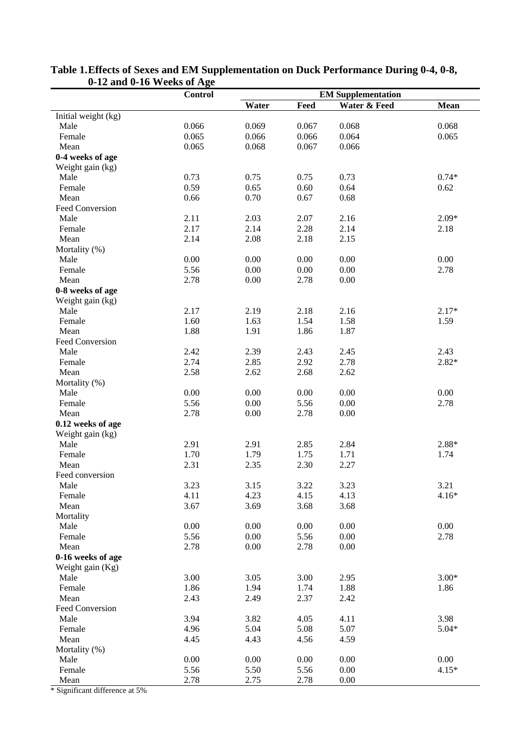**Table 1.Effects of Sexes and EM Supplementation on Duck Performance During 0-4, 0-8, 0-12 and 0-16 Weeks of Age**

| | Control | EM Supplementation | | | |
|---|---|---|---|---|---|
| | | Water | Feed | Water & Feed | Mean |
| Initial weight (kg) | | | | | |
| Male | 0.066 | 0.069 | 0.067 | 0.068 | 0.068 |
| Female | 0.065 | 0.066 | 0.066 | 0.064 | 0.065 |
| Mean | 0.065 | 0.068 | 0.067 | 0.066 | |
| **0-4 weeks of age** | | | | | |
| Weight gain (kg) | | | | | |
| Male | 0.73 | 0.75 | 0.75 | 0.73 | 0.74* |
| Female | 0.59 | 0.65 | 0.60 | 0.64 | 0.62 |
| Mean | 0.66 | 0.70 | 0.67 | 0.68 | |
| Feed Conversion | | | | | |
| Male | 2.11 | 2.03 | 2.07 | 2.16 | 2.09* |
| Female | 2.17 | 2.14 | 2.28 | 2.14 | 2.18 |
| Mean | 2.14 | 2.08 | 2.18 | 2.15 | |
| Mortality (%) | | | | | |
| Male | 0.00 | 0.00 | 0.00 | 0.00 | 0.00 |
| Female | 5.56 | 0.00 | 0.00 | 0.00 | 2.78 |
| Mean | 2.78 | 0.00 | 2.78 | 0.00 | |
| **0-8 weeks of age** | | | | | |
| Weight gain (kg) | | | | | |
| Male | 2.17 | 2.19 | 2.18 | 2.16 | 2.17* |
| Female | 1.60 | 1.63 | 1.54 | 1.58 | 1.59 |
| Mean | 1.88 | 1.91 | 1.86 | 1.87 | |
| Feed Conversion | | | | | |
| Male | 2.42 | 2.39 | 2.43 | 2.45 | 2.43 |
| Female | 2.74 | 2.85 | 2.92 | 2.78 | 2.82* |
| Mean | 2.58 | 2.62 | 2.68 | 2.62 | |
| Mortality (%) | | | | | |
| Male | 0.00 | 0.00 | 0.00 | 0.00 | 0.00 |
| Female | 5.56 | 0.00 | 5.56 | 0.00 | 2.78 |
| Mean | 2.78 | 0.00 | 2.78 | 0.00 | |
| **0.12 weeks of age** | | | | | |
| Weight gain (kg) | | | | | |
| Male | 2.91 | 2.91 | 2.85 | 2.84 | 2.88* |
| Female | 1.70 | 1.79 | 1.75 | 1.71 | 1.74 |
| Mean | 2.31 | 2.35 | 2.30 | 2.27 | |
| Feed conversion | | | | | |
| Male | 3.23 | 3.15 | 3.22 | 3.23 | 3.21 |
| Female | 4.11 | 4.23 | 4.15 | 4.13 | 4.16* |
| Mean | 3.67 | 3.69 | 3.68 | 3.68 | |
| Mortality | | | | | |
| Male | 0.00 | 0.00 | 0.00 | 0.00 | 0.00 |
| Female | 5.56 | 0.00 | 5.56 | 0.00 | 2.78 |
| Mean | 2.78 | 0.00 | 2.78 | 0.00 | |
| **0-16 weeks of age** | | | | | |
| Weight gain (Kg) | | | | | |
| Male | 3.00 | 3.05 | 3.00 | 2.95 | 3.00* |
| Female | 1.86 | 1.94 | 1.74 | 1.88 | 1.86 |
| Mean | 2.43 | 2.49 | 2.37 | 2.42 | |
| Feed Conversion | | | | | |
| Male | 3.94 | 3.82 | 4.05 | 4.11 | 3.98 |
| Female | 4.96 | 5.04 | 5.08 | 5.07 | 5.04* |
| Mean | 4.45 | 4.43 | 4.56 | 4.59 | |
| Mortality (%) | | | | | |
| Male | 0.00 | 0.00 | 0.00 | 0.00 | 0.00 |
| Female | 5.56 | 5.50 | 5.56 | 0.00 | 4.15* |
| Mean | 2.78 | 2.75 | 2.78 | 0.00 | |

* Significant difference at 5%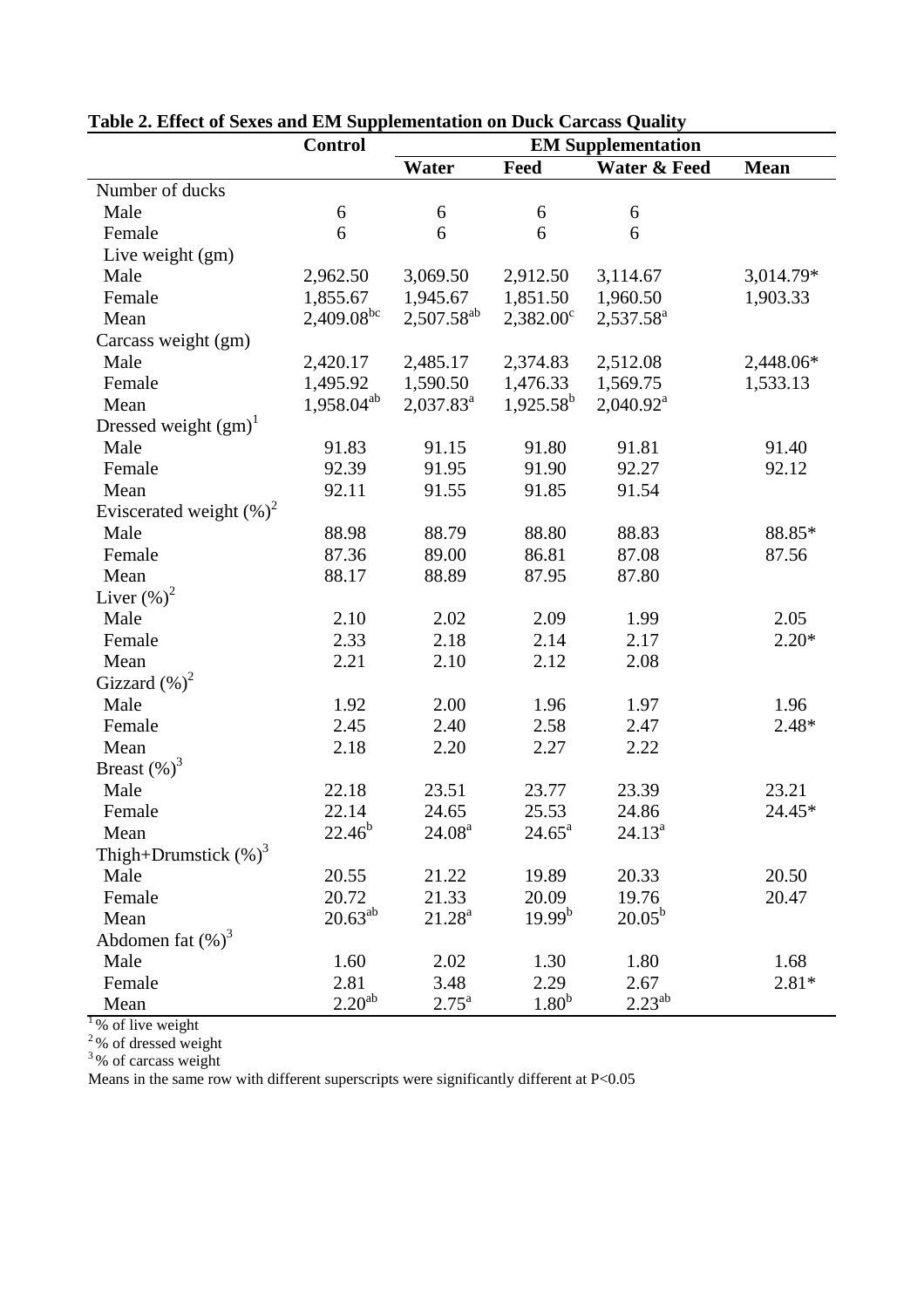**Table 2. Effect of Sexes and EM Supplementation on Duck Carcass Quality**

| | Control | EM Supplementation | | | |
|---|---|---|---|---|---|
| | | Water | Feed | Water & Feed | Mean |
| Number of ducks | | | | | |
| Male | 6 | 6 | 6 | 6 | |
| Female | 6 | 6 | 6 | 6 | |
| Live weight (gm) | | | | | |
| Male | 2,962.50 | 3,069.50 | 2,912.50 | 3,114.67 | 3,014.79* |
| Female | 1,855.67 | 1,945.67 | 1,851.50 | 1,960.50 | 1,903.33 |
| Mean | 2,409.08[bc] | 2,507.58[ab] | 2,382.00[c] | 2,537.58[a] | |
| Carcass weight (gm) | | | | | |
| Male | 2,420.17 | 2,485.17 | 2,374.83 | 2,512.08 | 2,448.06* |
| Female | 1,495.92 | 1,590.50 | 1,476.33 | 1,569.75 | 1,533.13 |
| Mean | 1,958.04[ab] | 2,037.83[a] | 1,925.58[b] | 2,040.92[a] | |
| Dressed weight (gm)[1] | | | | | |
| Male | 91.83 | 91.15 | 91.80 | 91.81 | 91.40 |
| Female | 92.39 | 91.95 | 91.90 | 92.27 | 92.12 |
| Mean | 92.11 | 91.55 | 91.85 | 91.54 | |
| Eviscerated weight (%)[2] | | | | | |
| Male | 88.98 | 88.79 | 88.80 | 88.83 | 88.85* |
| Female | 87.36 | 89.00 | 86.81 | 87.08 | 87.56 |
| Mean | 88.17 | 88.89 | 87.95 | 87.80 | |
| Liver (%)[2] | | | | | |
| Male | 2.10 | 2.02 | 2.09 | 1.99 | 2.05 |
| Female | 2.33 | 2.18 | 2.14 | 2.17 | 2.20* |
| Mean | 2.21 | 2.10 | 2.12 | 2.08 | |
| Gizzard (%)[2] | | | | | |
| Male | 1.92 | 2.00 | 1.96 | 1.97 | 1.96 |
| Female | 2.45 | 2.40 | 2.58 | 2.47 | 2.48* |
| Mean | 2.18 | 2.20 | 2.27 | 2.22 | |
| Breast (%)[3] | | | | | |
| Male | 22.18 | 23.51 | 23.77 | 23.39 | 23.21 |
| Female | 22.14 | 24.65 | 25.53 | 24.86 | 24.45* |
| Mean | 22.46[b] | 24.08[a] | 24.65[a] | 24.13[a] | |
| Thigh+Drumstick (%)[3] | | | | | |
| Male | 20.55 | 21.22 | 19.89 | 20.33 | 20.50 |
| Female | 20.72 | 21.33 | 20.09 | 19.76 | 20.47 |
| Mean | 20.63[ab] | 21.28[a] | 19.99[b] | 20.05[b] | |
| Abdomen fat (%)[3] | | | | | |
| Male | 1.60 | 2.02 | 1.30 | 1.80 | 1.68 |
| Female | 2.81 | 3.48 | 2.29 | 2.67 | 2.81* |
| Mean | 2.20[ab] | 2.75[a] | 1.80[b] | 2.23[ab] | |

[1] % of live weight
[2] % of dressed weight
[3] % of carcass weight
Means in the same row with different superscripts were significantly different at $P<0.05$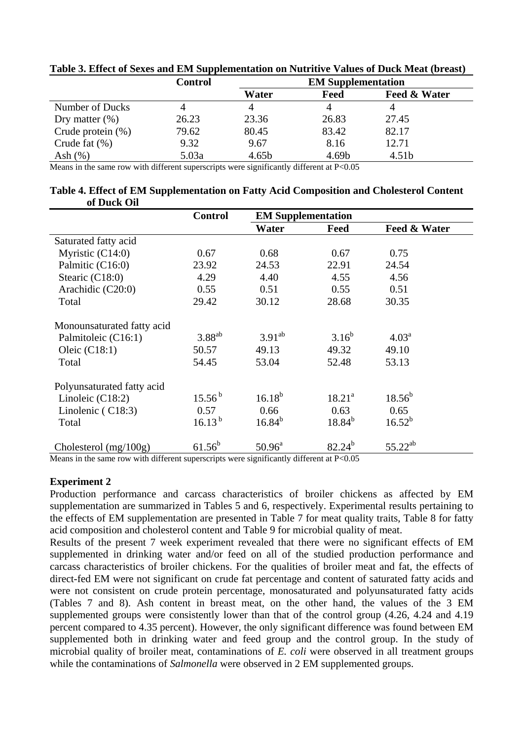**Table 3. Effect of Sexes and EM Supplementation on Nutritive Values of Duck Meat (breast)**

| | Control | EM Supplementation | | |
|---|---|---|---|---|
| | | Water | Feed | Feed & Water |
| Number of Ducks | 4 | 4 | 4 | 4 |
| Dry matter (%) | 26.23 | 23.36 | 26.83 | 27.45 |
| Crude protein (%) | 79.62 | 80.45 | 83.42 | 82.17 |
| Crude fat (%) | 9.32 | 9.67 | 8.16 | 12.71 |
| Ash (%) | 5.03a | 4.65b | 4.69b | 4.51b |

Means in the same row with different superscripts were significantly different at P<0.05

**Table 4. Effect of EM Supplementation on Fatty Acid Composition and Cholesterol Content of Duck Oil**

| | Control | EM Supplementation | | |
|---|---|---|---|---|
| | | Water | Feed | Feed & Water |
| Saturated fatty acid | | | | |
| Myristic (C14:0) | 0.67 | 0.68 | 0.67 | 0.75 |
| Palmitic (C16:0) | 23.92 | 24.53 | 22.91 | 24.54 |
| Stearic (C18:0) | 4.29 | 4.40 | 4.55 | 4.56 |
| Arachidic (C20:0) | 0.55 | 0.51 | 0.55 | 0.51 |
| Total | 29.42 | 30.12 | 28.68 | 30.35 |
| Monounsaturated fatty acid | | | | |
| Palmitoleic (C16:1) | $3.88^{ab}$ | $3.91^{ab}$ | $3.16^{b}$ | $4.03^{a}$ |
| Oleic (C18:1) | 50.57 | 49.13 | 49.32 | 49.10 |
| Total | 54.45 | 53.04 | 52.48 | 53.13 |
| Polyunsaturated fatty acid | | | | |
| Linoleic (C18:2) | $15.56^{b}$ | $16.18^{b}$ | $18.21^{a}$ | $18.56^{b}$ |
| Linolenic ( C18:3) | 0.57 | 0.66 | 0.63 | 0.65 |
| Total | $16.13^{b}$ | $16.84^{b}$ | $18.84^{b}$ | $16.52^{b}$ |
| Cholesterol (mg/100g) | $61.56^{b}$ | $50.96^{a}$ | $82.24^{b}$ | $55.22^{ab}$ |

Means in the same row with different superscripts were significantly different at P<0.05

**Experiment 2**

Production performance and carcass characteristics of broiler chickens as affected by EM supplementation are summarized in Tables 5 and 6, respectively. Experimental results pertaining to the effects of EM supplementation are presented in Table 7 for meat quality traits, Table 8 for fatty acid composition and cholesterol content and Table 9 for microbial quality of meat.

Results of the present 7 week experiment revealed that there were no significant effects of EM supplemented in drinking water and/or feed on all of the studied production performance and carcass characteristics of broiler chickens. For the qualities of broiler meat and fat, the effects of direct-fed EM were not significant on crude fat percentage and content of saturated fatty acids and were not consistent on crude protein percentage, monosaturated and polyunsaturated fatty acids (Tables 7 and 8). Ash content in breast meat, on the other hand, the values of the 3 EM supplemented groups were consistently lower than that of the control group (4.26, 4.24 and 4.19 percent compared to 4.35 percent). However, the only significant difference was found between EM supplemented both in drinking water and feed group and the control group. In the study of microbial quality of broiler meat, contaminations of *E. coli* were observed in all treatment groups while the contaminations of *Salmonella* were observed in 2 EM supplemented groups.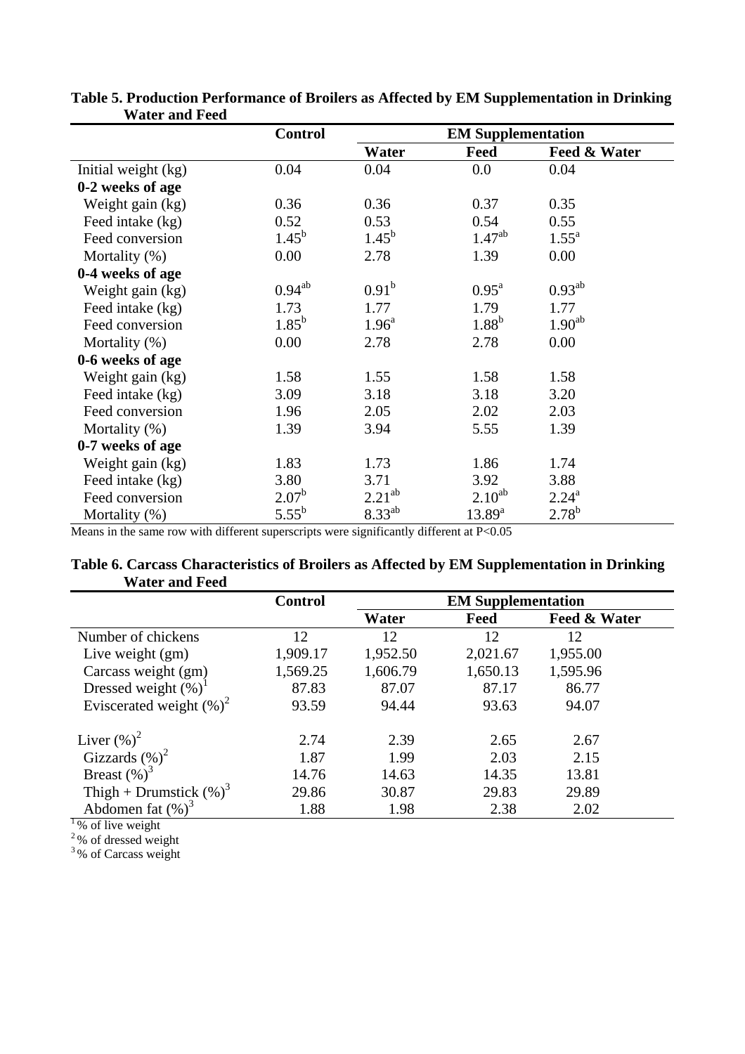**Table 5. Production Performance of Broilers as Affected by EM Supplementation in Drinking Water and Feed**

| | Control | EM Supplementation | | |
|---|---|---|---|---|
| | | Water | Feed | Feed & Water |
| Initial weight (kg) | 0.04 | 0.04 | 0.0 | 0.04 |
| **0-2 weeks of age** | | | | |
| Weight gain (kg) | 0.36 | 0.36 | 0.37 | 0.35 |
| Feed intake (kg) | 0.52 | 0.53 | 0.54 | 0.55 |
| Feed conversion | $1.45^{b}$ | $1.45^{b}$ | $1.47^{ab}$ | $1.55^{a}$ |
| Mortality (%) | 0.00 | 2.78 | 1.39 | 0.00 |
| **0-4 weeks of age** | | | | |
| Weight gain (kg) | $0.94^{ab}$ | $0.91^{b}$ | $0.95^{a}$ | $0.93^{ab}$ |
| Feed intake (kg) | 1.73 | 1.77 | 1.79 | 1.77 |
| Feed conversion | $1.85^{b}$ | $1.96^{a}$ | $1.88^{b}$ | $1.90^{ab}$ |
| Mortality (%) | 0.00 | 2.78 | 2.78 | 0.00 |
| **0-6 weeks of age** | | | | |
| Weight gain (kg) | 1.58 | 1.55 | 1.58 | 1.58 |
| Feed intake (kg) | 3.09 | 3.18 | 3.18 | 3.20 |
| Feed conversion | 1.96 | 2.05 | 2.02 | 2.03 |
| Mortality (%) | 1.39 | 3.94 | 5.55 | 1.39 |
| **0-7 weeks of age** | | | | |
| Weight gain (kg) | 1.83 | 1.73 | 1.86 | 1.74 |
| Feed intake (kg) | 3.80 | 3.71 | 3.92 | 3.88 |
| Feed conversion | $2.07^{b}$ | $2.21^{ab}$ | $2.10^{ab}$ | $2.24^{a}$ |
| Mortality (%) | $5.55^{b}$ | $8.33^{ab}$ | $13.89^{a}$ | $2.78^{b}$ |

Means in the same row with different superscripts were significantly different at $P<0.05$

**Table 6. Carcass Characteristics of Broilers as Affected by EM Supplementation in Drinking Water and Feed**

| | Control | EM Supplementation | | |
|---|---|---|---|---|
| | | Water | Feed | Feed & Water |
| Number of chickens | 12 | 12 | 12 | 12 |
| Live weight (gm) | 1,909.17 | 1,952.50 | 2,021.67 | 1,955.00 |
| Carcass weight (gm) | 1,569.25 | 1,606.79 | 1,650.13 | 1,595.96 |
| Dressed weight (%)[1] | 87.83 | 87.07 | 87.17 | 86.77 |
| Eviscerated weight (%)[2] | 93.59 | 94.44 | 93.63 | 94.07 |
| Liver (%)[2] | 2.74 | 2.39 | 2.65 | 2.67 |
| Gizzards (%)[2] | 1.87 | 1.99 | 2.03 | 2.15 |
| Breast (%)[3] | 14.76 | 14.63 | 14.35 | 13.81 |
| Thigh + Drumstick (%)[3] | 29.86 | 30.87 | 29.83 | 29.89 |
| Abdomen fat (%)[3] | 1.88 | 1.98 | 2.38 | 2.02 |

[1] % of live weight
[2] % of dressed weight
[3] % of Carcass weight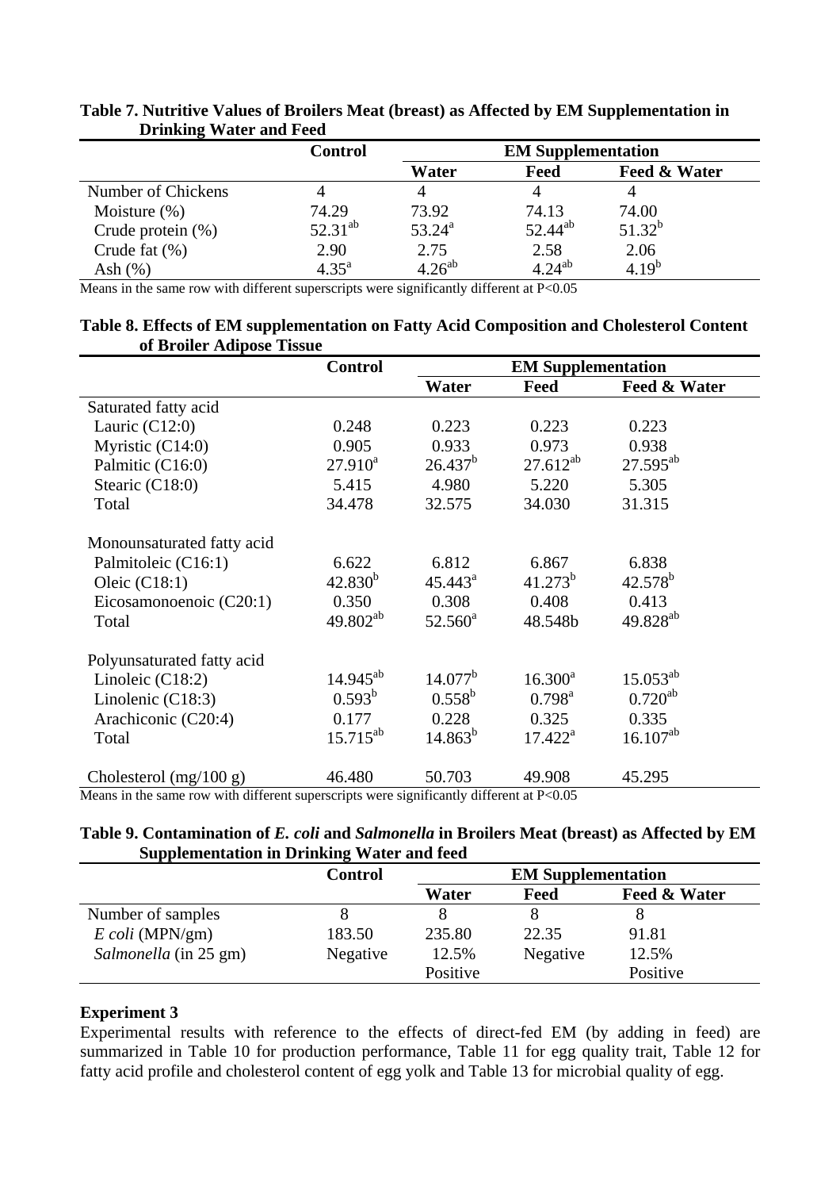**Table 7. Nutritive Values of Broilers Meat (breast) as Affected by EM Supplementation in Drinking Water and Feed**

| | Control | EM Supplementation | | |
|---|---|---|---|---|
| | | Water | Feed | Feed & Water |
| Number of Chickens | 4 | 4 | 4 | 4 |
| Moisture (%) | 74.29 | 73.92 | 74.13 | 74.00 |
| Crude protein (%) | 52.31$^{ab}$ | 53.24$^{a}$ | 52.44$^{ab}$ | 51.32$^{b}$ |
| Crude fat (%) | 2.90 | 2.75 | 2.58 | 2.06 |
| Ash (%) | 4.35$^{a}$ | 4.26$^{ab}$ | 4.24$^{ab}$ | 4.19$^{b}$ |

Means in the same row with different superscripts were significantly different at $P<0.05$

**Table 8. Effects of EM supplementation on Fatty Acid Composition and Cholesterol Content of Broiler Adipose Tissue**

| | Control | EM Supplementation | | |
|---|---|---|---|---|
| | | Water | Feed | Feed & Water |
| Saturated fatty acid | | | | |
| Lauric (C12:0) | 0.248 | 0.223 | 0.223 | 0.223 |
| Myristic (C14:0) | 0.905 | 0.933 | 0.973 | 0.938 |
| Palmitic (C16:0) | 27.910$^{a}$ | 26.437$^{b}$ | 27.612$^{ab}$ | 27.595$^{ab}$ |
| Stearic (C18:0) | 5.415 | 4.980 | 5.220 | 5.305 |
| Total | 34.478 | 32.575 | 34.030 | 31.315 |
| Monounsaturated fatty acid | | | | |
| Palmitoleic (C16:1) | 6.622 | 6.812 | 6.867 | 6.838 |
| Oleic (C18:1) | 42.830$^{b}$ | 45.443$^{a}$ | 41.273$^{b}$ | 42.578$^{b}$ |
| Eicosamonoenoic (C20:1) | 0.350 | 0.308 | 0.408 | 0.413 |
| Total | 49.802$^{ab}$ | 52.560$^{a}$ | 48.548b | 49.828$^{ab}$ |
| Polyunsaturated fatty acid | | | | |
| Linoleic (C18:2) | 14.945$^{ab}$ | 14.077$^{b}$ | 16.300$^{a}$ | 15.053$^{ab}$ |
| Linolenic (C18:3) | 0.593$^{b}$ | 0.558$^{b}$ | 0.798$^{a}$ | 0.720$^{ab}$ |
| Arachiconic (C20:4) | 0.177 | 0.228 | 0.325 | 0.335 |
| Total | 15.715$^{ab}$ | 14.863$^{b}$ | 17.422$^{a}$ | 16.107$^{ab}$ |
| Cholesterol (mg/100 g) | 46.480 | 50.703 | 49.908 | 45.295 |

Means in the same row with different superscripts were significantly different at $P<0.05$

**Table 9. Contamination of *E. coli* and *Salmonella* in Broilers Meat (breast) as Affected by EM Supplementation in Drinking Water and feed**

| | Control | EM Supplementation | | |
|---|---|---|---|---|
| | | Water | Feed | Feed & Water |
| Number of samples | 8 | 8 | 8 | 8 |
| *E coli* (MPN/gm) | 183.50 | 235.80 | 22.35 | 91.81 |
| *Salmonella* (in 25 gm) | Negative | 12.5% Positive | Negative | 12.5% Positive |

**Experiment 3**

Experimental results with reference to the effects of direct-fed EM (by adding in feed) are summarized in Table 10 for production performance, Table 11 for egg quality trait, Table 12 for fatty acid profile and cholesterol content of egg yolk and Table 13 for microbial quality of egg.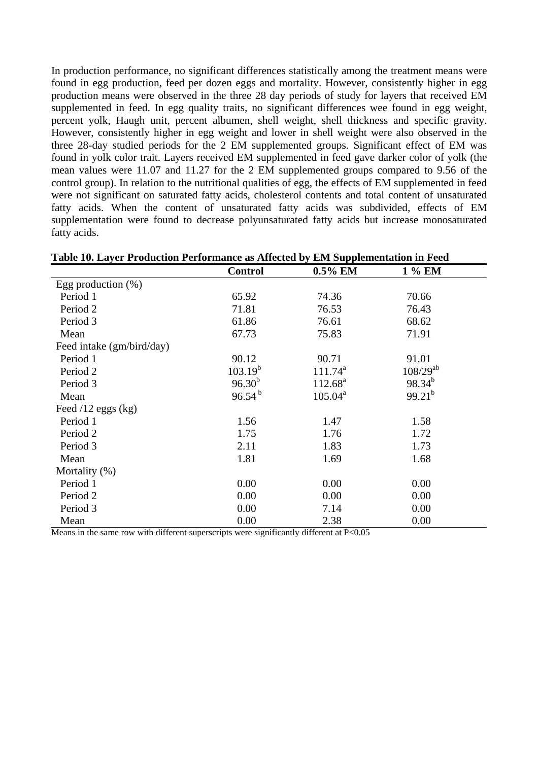In production performance, no significant differences statistically among the treatment means were found in egg production, feed per dozen eggs and mortality. However, consistently higher in egg production means were observed in the three 28 day periods of study for layers that received EM supplemented in feed. In egg quality traits, no significant differences wee found in egg weight, percent yolk, Haugh unit, percent albumen, shell weight, shell thickness and specific gravity. However, consistently higher in egg weight and lower in shell weight were also observed in the three 28-day studied periods for the 2 EM supplemented groups. Significant effect of EM was found in yolk color trait. Layers received EM supplemented in feed gave darker color of yolk (the mean values were 11.07 and 11.27 for the 2 EM supplemented groups compared to 9.56 of the control group). In relation to the nutritional qualities of egg, the effects of EM supplemented in feed were not significant on saturated fatty acids, cholesterol contents and total content of unsaturated fatty acids. When the content of unsaturated fatty acids was subdivided, effects of EM supplementation were found to decrease polyunsaturated fatty acids but increase monosaturated fatty acids.

**Table 10. Layer Production Performance as Affected by EM Supplementation in Feed**

| | Control | 0.5% EM | 1 % EM |
|---|---|---|---|
| Egg production (%) | | | |
| Period 1 | 65.92 | 74.36 | 70.66 |
| Period 2 | 71.81 | 76.53 | 76.43 |
| Period 3 | 61.86 | 76.61 | 68.62 |
| Mean | 67.73 | 75.83 | 71.91 |
| Feed intake (gm/bird/day) | | | |
| Period 1 | 90.12 | 90.71 | 91.01 |
| Period 2 | 103.19[b] | 111.74[a] | 108/29[ab] |
| Period 3 | 96.30[b] | 112.68[a] | 98.34[b] |
| Mean | 96.54 [b] | 105.04[a] | 99.21[b] |
| Feed /12 eggs (kg) | | | |
| Period 1 | 1.56 | 1.47 | 1.58 |
| Period 2 | 1.75 | 1.76 | 1.72 |
| Period 3 | 2.11 | 1.83 | 1.73 |
| Mean | 1.81 | 1.69 | 1.68 |
| Mortality (%) | | | |
| Period 1 | 0.00 | 0.00 | 0.00 |
| Period 2 | 0.00 | 0.00 | 0.00 |
| Period 3 | 0.00 | 7.14 | 0.00 |
| Mean | 0.00 | 2.38 | 0.00 |

Means in the same row with different superscripts were significantly different at $P<0.05$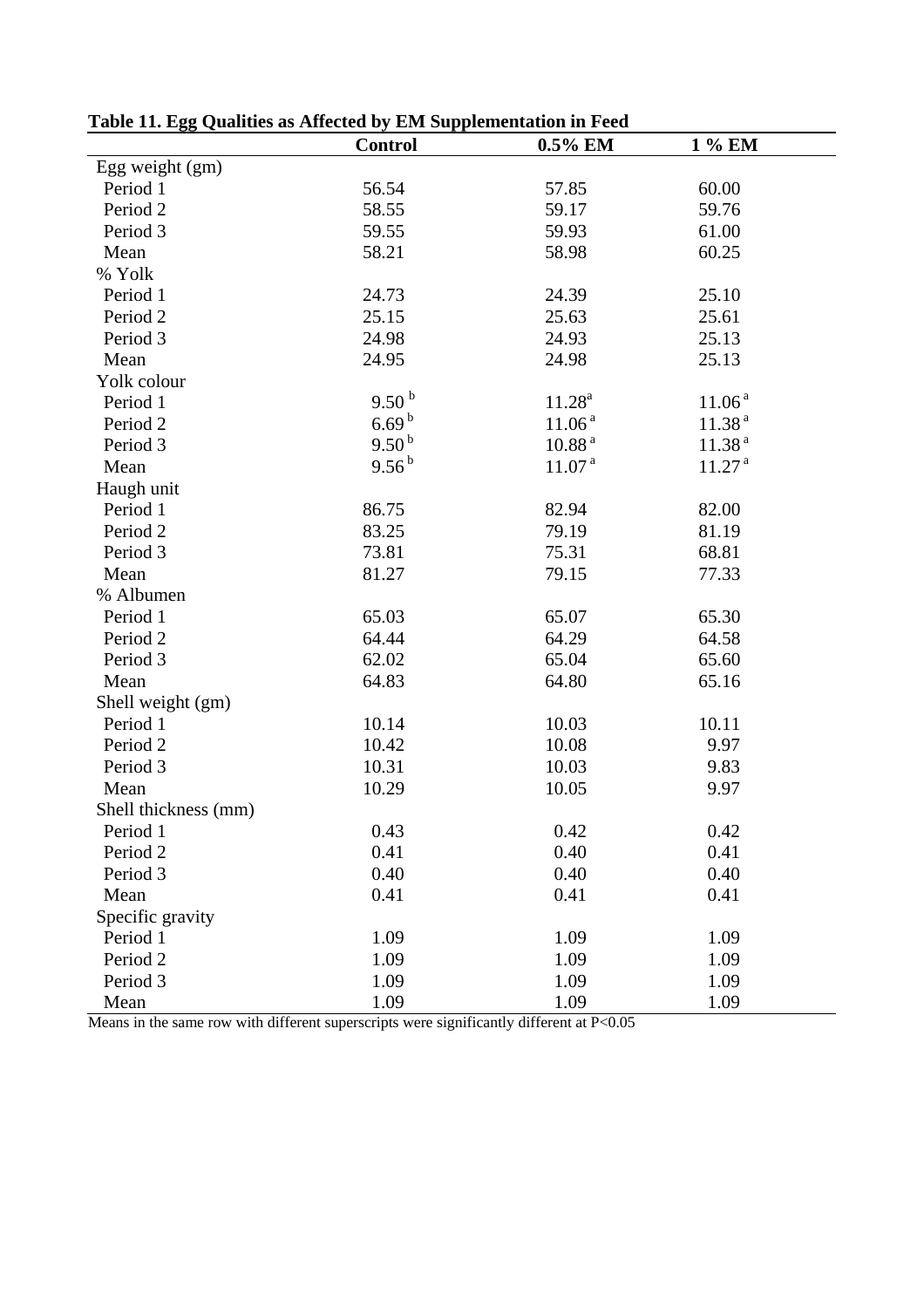**Table 11. Egg Qualities as Affected by EM Supplementation in Feed**

| | Control | 0.5% EM | 1 % EM |
|---|---|---|---|
| Egg weight (gm) | | | |
| Period 1 | 56.54 | 57.85 | 60.00 |
| Period 2 | 58.55 | 59.17 | 59.76 |
| Period 3 | 59.55 | 59.93 | 61.00 |
| Mean | 58.21 | 58.98 | 60.25 |
| % Yolk | | | |
| Period 1 | 24.73 | 24.39 | 25.10 |
| Period 2 | 25.15 | 25.63 | 25.61 |
| Period 3 | 24.98 | 24.93 | 25.13 |
| Mean | 24.95 | 24.98 | 25.13 |
| Yolk colour | | | |
| Period 1 | $9.50^{b}$ | $11.28^{a}$ | $11.06^{a}$ |
| Period 2 | $6.69^{b}$ | $11.06^{a}$ | $11.38^{a}$ |
| Period 3 | $9.50^{b}$ | $10.88^{a}$ | $11.38^{a}$ |
| Mean | $9.56^{b}$ | $11.07^{a}$ | $11.27^{a}$ |
| Haugh unit | | | |
| Period 1 | 86.75 | 82.94 | 82.00 |
| Period 2 | 83.25 | 79.19 | 81.19 |
| Period 3 | 73.81 | 75.31 | 68.81 |
| Mean | 81.27 | 79.15 | 77.33 |
| % Albumen | | | |
| Period 1 | 65.03 | 65.07 | 65.30 |
| Period 2 | 64.44 | 64.29 | 64.58 |
| Period 3 | 62.02 | 65.04 | 65.60 |
| Mean | 64.83 | 64.80 | 65.16 |
| Shell weight (gm) | | | |
| Period 1 | 10.14 | 10.03 | 10.11 |
| Period 2 | 10.42 | 10.08 | 9.97 |
| Period 3 | 10.31 | 10.03 | 9.83 |
| Mean | 10.29 | 10.05 | 9.97 |
| Shell thickness (mm) | | | |
| Period 1 | 0.43 | 0.42 | 0.42 |
| Period 2 | 0.41 | 0.40 | 0.41 |
| Period 3 | 0.40 | 0.40 | 0.40 |
| Mean | 0.41 | 0.41 | 0.41 |
| Specific gravity | | | |
| Period 1 | 1.09 | 1.09 | 1.09 |
| Period 2 | 1.09 | 1.09 | 1.09 |
| Period 3 | 1.09 | 1.09 | 1.09 |
| Mean | 1.09 | 1.09 | 1.09 |

Means in the same row with different superscripts were significantly different at $P<0.05$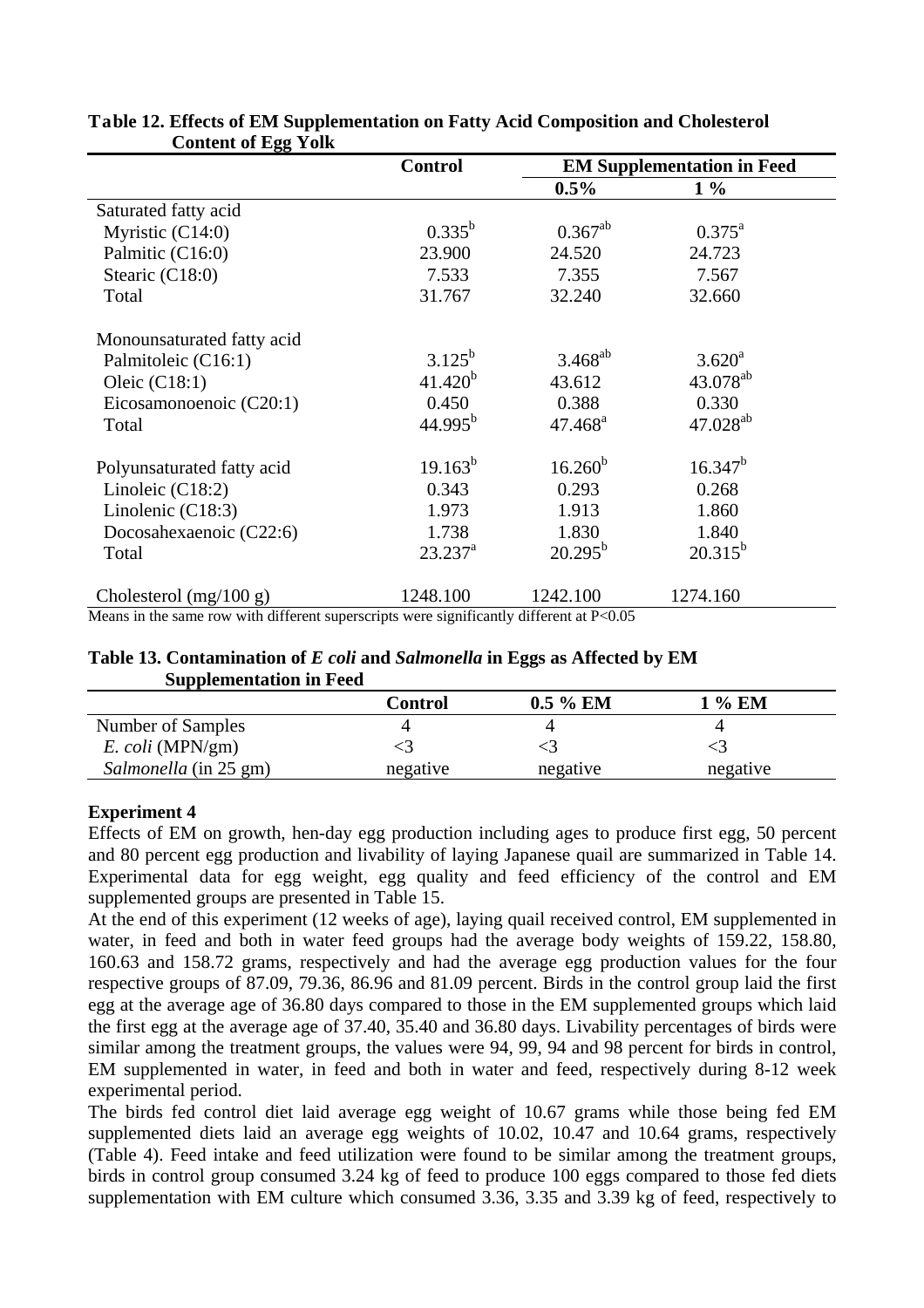**Table 12. Effects of EM Supplementation on Fatty Acid Composition and Cholesterol Content of Egg Yolk**

| | Control | EM Supplementation in Feed | |
|---|---|---|---|
| | | 0.5% | 1 % |
| Saturated fatty acid | | | |
| Myristic (C14:0) | $0.335^{b}$ | $0.367^{ab}$ | $0.375^{a}$ |
| Palmitic (C16:0) | 23.900 | 24.520 | 24.723 |
| Stearic (C18:0) | 7.533 | 7.355 | 7.567 |
| Total | 31.767 | 32.240 | 32.660 |
| Monounsaturated fatty acid | | | |
| Palmitoleic (C16:1) | $3.125^{b}$ | $3.468^{ab}$ | $3.620^{a}$ |
| Oleic (C18:1) | $41.420^{b}$ | 43.612 | $43.078^{ab}$ |
| Eicosamonoenoic (C20:1) | 0.450 | 0.388 | 0.330 |
| Total | $44.995^{b}$ | $47.468^{a}$ | $47.028^{ab}$ |
| Polyunsaturated fatty acid | $19.163^{b}$ | $16.260^{b}$ | $16.347^{b}$ |
| Linoleic (C18:2) | 0.343 | 0.293 | 0.268 |
| Linolenic (C18:3) | 1.973 | 1.913 | 1.860 |
| Docosahexaenoic (C22:6) | 1.738 | 1.830 | 1.840 |
| Total | $23.237^{a}$ | $20.295^{b}$ | $20.315^{b}$ |
| Cholesterol (mg/100 g) | 1248.100 | 1242.100 | 1274.160 |

Means in the same row with different superscripts were significantly different at $P<0.05$

**Table 13. Contamination of *E coli* and *Salmonella* in Eggs as Affected by EM Supplementation in Feed**

| | Control | 0.5 % EM | 1 % EM |
|---|---|---|---|
| Number of Samples | 4 | 4 | 4 |
| *E. coli* (MPN/gm) | <3 | <3 | <3 |
| *Salmonella* (in 25 gm) | negative | negative | negative |

**Experiment 4**

Effects of EM on growth, hen-day egg production including ages to produce first egg, 50 percent and 80 percent egg production and livability of laying Japanese quail are summarized in Table 14. Experimental data for egg weight, egg quality and feed efficiency of the control and EM supplemented groups are presented in Table 15.

At the end of this experiment (12 weeks of age), laying quail received control, EM supplemented in water, in feed and both in water feed groups had the average body weights of 159.22, 158.80, 160.63 and 158.72 grams, respectively and had the average egg production values for the four respective groups of 87.09, 79.36, 86.96 and 81.09 percent. Birds in the control group laid the first egg at the average age of 36.80 days compared to those in the EM supplemented groups which laid the first egg at the average age of 37.40, 35.40 and 36.80 days. Livability percentages of birds were similar among the treatment groups, the values were 94, 99, 94 and 98 percent for birds in control, EM supplemented in water, in feed and both in water and feed, respectively during 8-12 week experimental period.

The birds fed control diet laid average egg weight of 10.67 grams while those being fed EM supplemented diets laid an average egg weights of 10.02, 10.47 and 10.64 grams, respectively (Table 4). Feed intake and feed utilization were found to be similar among the treatment groups, birds in control group consumed 3.24 kg of feed to produce 100 eggs compared to those fed diets supplementation with EM culture which consumed 3.36, 3.35 and 3.39 kg of feed, respectively to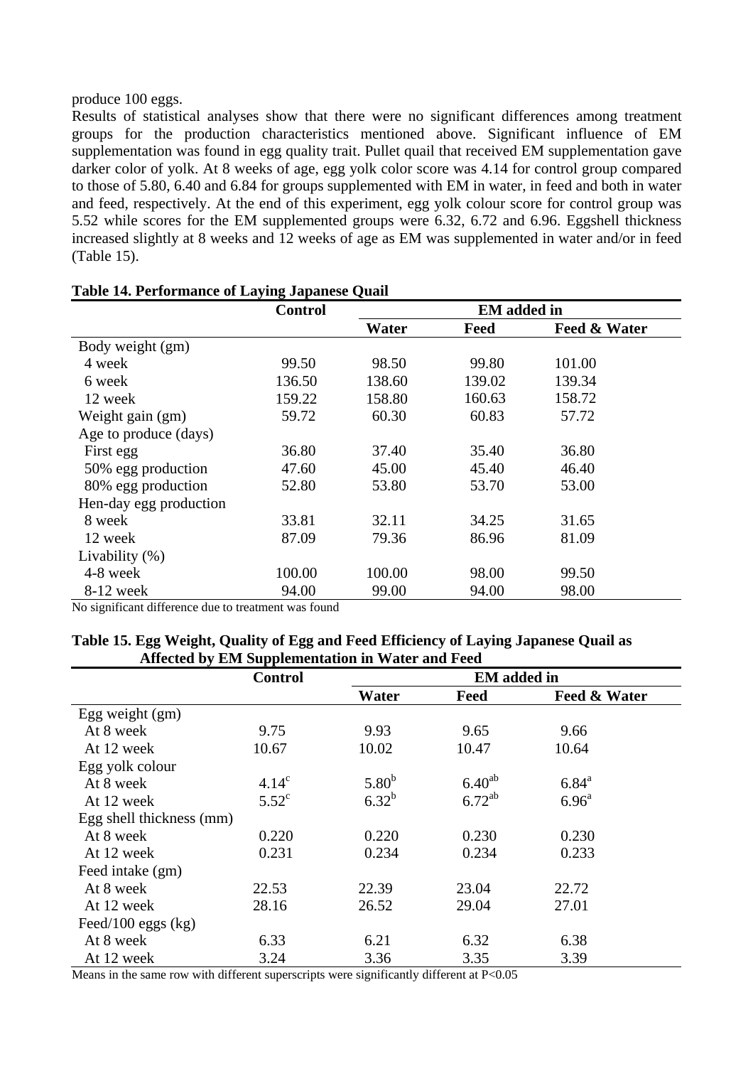produce 100 eggs.

Results of statistical analyses show that there were no significant differences among treatment groups for the production characteristics mentioned above. Significant influence of EM supplementation was found in egg quality trait. Pullet quail that received EM supplementation gave darker color of yolk. At 8 weeks of age, egg yolk color score was 4.14 for control group compared to those of 5.80, 6.40 and 6.84 for groups supplemented with EM in water, in feed and both in water and feed, respectively. At the end of this experiment, egg yolk colour score for control group was 5.52 while scores for the EM supplemented groups were 6.32, 6.72 and 6.96. Eggshell thickness increased slightly at 8 weeks and 12 weeks of age as EM was supplemented in water and/or in feed (Table 15).

**Table 14. Performance of Laying Japanese Quail**

| | Control | EM added in | | |
|---|---|---|---|---|
| | | Water | Feed | Feed & Water |
| Body weight (gm) | | | | |
| 4 week | 99.50 | 98.50 | 99.80 | 101.00 |
| 6 week | 136.50 | 138.60 | 139.02 | 139.34 |
| 12 week | 159.22 | 158.80 | 160.63 | 158.72 |
| Weight gain (gm) | 59.72 | 60.30 | 60.83 | 57.72 |
| Age to produce (days) | | | | |
| First egg | 36.80 | 37.40 | 35.40 | 36.80 |
| 50% egg production | 47.60 | 45.00 | 45.40 | 46.40 |
| 80% egg production | 52.80 | 53.80 | 53.70 | 53.00 |
| Hen-day egg production | | | | |
| 8 week | 33.81 | 32.11 | 34.25 | 31.65 |
| 12 week | 87.09 | 79.36 | 86.96 | 81.09 |
| Livability (%) | | | | |
| 4-8 week | 100.00 | 100.00 | 98.00 | 99.50 |
| 8-12 week | 94.00 | 99.00 | 94.00 | 98.00 |

No significant difference due to treatment was found

**Table 15. Egg Weight, Quality of Egg and Feed Efficiency of Laying Japanese Quail as Affected by EM Supplementation in Water and Feed**

| | Control | EM added in | | |
|---|---|---|---|---|
| | | Water | Feed | Feed & Water |
| Egg weight (gm) | | | | |
| At 8 week | 9.75 | 9.93 | 9.65 | 9.66 |
| At 12 week | 10.67 | 10.02 | 10.47 | 10.64 |
| Egg yolk colour | | | | |
| At 8 week | $4.14^{c}$ | $5.80^{b}$ | $6.40^{ab}$ | $6.84^{a}$ |
| At 12 week | $5.52^{c}$ | $6.32^{b}$ | $6.72^{ab}$ | $6.96^{a}$ |
| Egg shell thickness (mm) | | | | |
| At 8 week | 0.220 | 0.220 | 0.230 | 0.230 |
| At 12 week | 0.231 | 0.234 | 0.234 | 0.233 |
| Feed intake (gm) | | | | |
| At 8 week | 22.53 | 22.39 | 23.04 | 22.72 |
| At 12 week | 28.16 | 26.52 | 29.04 | 27.01 |
| Feed/100 eggs (kg) | | | | |
| At 8 week | 6.33 | 6.21 | 6.32 | 6.38 |
| At 12 week | 3.24 | 3.36 | 3.35 | 3.39 |

Means in the same row with different superscripts were significantly different at $P<0.05$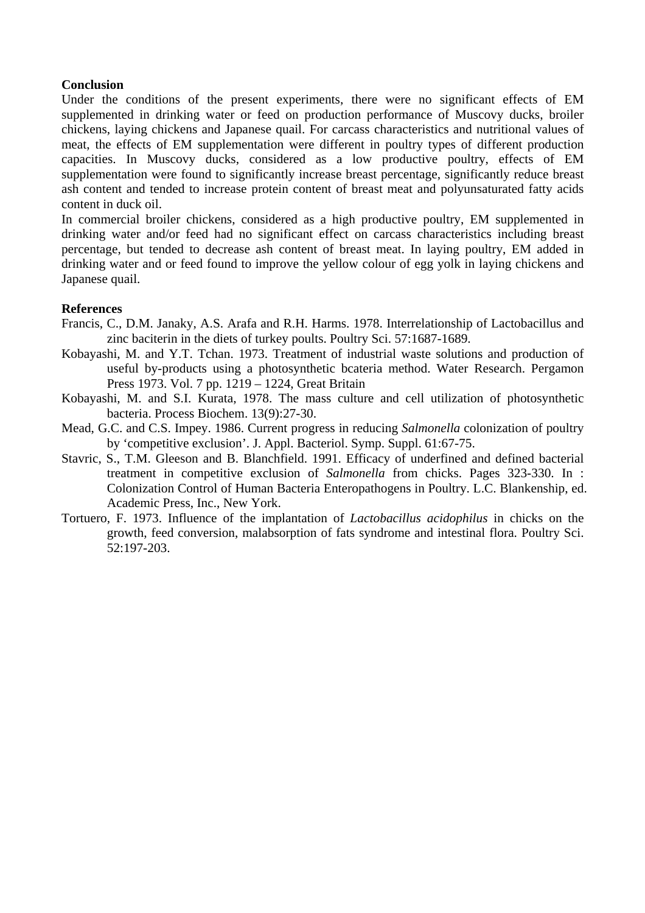**Conclusion**

Under the conditions of the present experiments, there were no significant effects of EM supplemented in drinking water or feed on production performance of Muscovy ducks, broiler chickens, laying chickens and Japanese quail. For carcass characteristics and nutritional values of meat, the effects of EM supplementation were different in poultry types of different production capacities. In Muscovy ducks, considered as a low productive poultry, effects of EM supplementation were found to significantly increase breast percentage, significantly reduce breast ash content and tended to increase protein content of breast meat and polyunsaturated fatty acids content in duck oil.

In commercial broiler chickens, considered as a high productive poultry, EM supplemented in drinking water and/or feed had no significant effect on carcass characteristics including breast percentage, but tended to decrease ash content of breast meat. In laying poultry, EM added in drinking water and or feed found to improve the yellow colour of egg yolk in laying chickens and Japanese quail.

**References**

Francis, C., D.M. Janaky, A.S. Arafa and R.H. Harms. 1978. Interrelationship of Lactobacillus and zinc baciterin in the diets of turkey poults. Poultry Sci. 57:1687-1689.

Kobayashi, M. and Y.T. Tchan. 1973. Treatment of industrial waste solutions and production of useful by-products using a photosynthetic bcateria method. Water Research. Pergamon Press 1973. Vol. 7 pp. 1219 – 1224, Great Britain

Kobayashi, M. and S.I. Kurata, 1978. The mass culture and cell utilization of photosynthetic bacteria. Process Biochem. 13(9):27-30.

Mead, G.C. and C.S. Impey. 1986. Current progress in reducing *Salmonella* colonization of poultry by 'competitive exclusion'. J. Appl. Bacteriol. Symp. Suppl. 61:67-75.

Stavric, S., T.M. Gleeson and B. Blanchfield. 1991. Efficacy of underfined and defined bacterial treatment in competitive exclusion of *Salmonella* from chicks. Pages 323-330. In : Colonization Control of Human Bacteria Enteropathogens in Poultry. L.C. Blankenship, ed. Academic Press, Inc., New York.

Tortuero, F. 1973. Influence of the implantation of *Lactobacillus acidophilus* in chicks on the growth, feed conversion, malabsorption of fats syndrome and intestinal flora. Poultry Sci. 52:197-203.